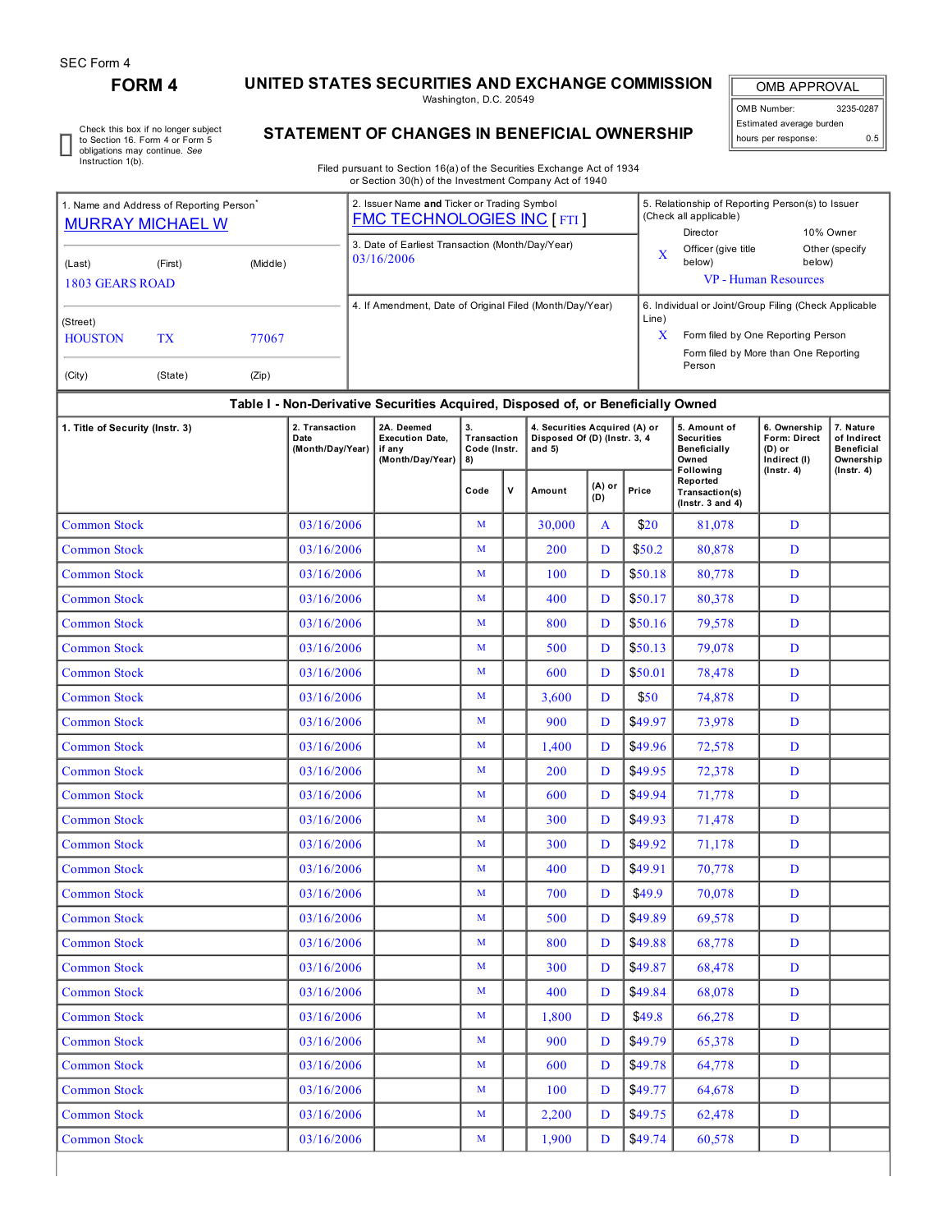SEC Form 4

# FORM 4

## UNITED STATES SECURITIES AND EXCHANGE COMMISSION

Washington, D.C. 20549

## STATEMENT OF CHANGES IN BENEFICIAL OWNERSHIP

Filed pursuant to Section 16(a) of the Securities Exchange Act of 1934 or Section 30(h) of the Investment Company Act of 1940

| OMB APPROVAL | |
|---|---|
| OMB Number: | 3235-0287 |
| Estimated average burden hours per response: | 0.5 |

☐ Check this box if no longer subject to Section 16. Form 4 or Form 5 obligations may continue. *See* Instruction 1(b).

1. Name and Address of Reporting Person*
MURRAY MICHAEL W

(Last) (First) (Middle)
1803 GEARS ROAD

(Street)
HOUSTON TX 77067

(City) (State) (Zip)

2. Issuer Name **and** Ticker or Trading Symbol
FMC TECHNOLOGIES INC [ FTI ]

3. Date of Earliest Transaction (Month/Day/Year)
03/16/2006

4. If Amendment, Date of Original Filed (Month/Day/Year)

5. Relationship of Reporting Person(s) to Issuer (Check all applicable)
Director
10% Owner
X Officer (give title below)
Other (specify below)
VP - Human Resources

6. Individual or Joint/Group Filing (Check Applicable Line)
X Form filed by One Reporting Person
Form filed by More than One Reporting Person

**Table I - Non-Derivative Securities Acquired, Disposed of, or Beneficially Owned**

| 1. Title of Security (Instr. 3) | 2. Transaction Date (Month/Day/Year) | 2A. Deemed Execution Date, if any (Month/Day/Year) | 3. Transaction Code (Instr. 8) | | 4. Securities Acquired (A) or Disposed Of (D) (Instr. 3, 4 and 5) | | | 5. Amount of Securities Beneficially Owned Following Reported Transaction(s) (Instr. 3 and 4) | 6. Ownership Form: Direct (D) or Indirect (I) (Instr. 4) | 7. Nature of Indirect Beneficial Ownership (Instr. 4) |
|---|---|---|---|---|---|---|---|---|---|---|
| | | | Code | V | Amount | (A) or (D) | Price | | | |
| Common Stock | 03/16/2006 | | M | | 30,000 | A | $20 | 81,078 | D | |
| Common Stock | 03/16/2006 | | M | | 200 | D | $50.2 | 80,878 | D | |
| Common Stock | 03/16/2006 | | M | | 100 | D | $50.18 | 80,778 | D | |
| Common Stock | 03/16/2006 | | M | | 400 | D | $50.17 | 80,378 | D | |
| Common Stock | 03/16/2006 | | M | | 800 | D | $50.16 | 79,578 | D | |
| Common Stock | 03/16/2006 | | M | | 500 | D | $50.13 | 79,078 | D | |
| Common Stock | 03/16/2006 | | M | | 600 | D | $50.01 | 78,478 | D | |
| Common Stock | 03/16/2006 | | M | | 3,600 | D | $50 | 74,878 | D | |
| Common Stock | 03/16/2006 | | M | | 900 | D | $49.97 | 73,978 | D | |
| Common Stock | 03/16/2006 | | M | | 1,400 | D | $49.96 | 72,578 | D | |
| Common Stock | 03/16/2006 | | M | | 200 | D | $49.95 | 72,378 | D | |
| Common Stock | 03/16/2006 | | M | | 600 | D | $49.94 | 71,778 | D | |
| Common Stock | 03/16/2006 | | M | | 300 | D | $49.93 | 71,478 | D | |
| Common Stock | 03/16/2006 | | M | | 300 | D | $49.92 | 71,178 | D | |
| Common Stock | 03/16/2006 | | M | | 400 | D | $49.91 | 70,778 | D | |
| Common Stock | 03/16/2006 | | M | | 700 | D | $49.9 | 70,078 | D | |
| Common Stock | 03/16/2006 | | M | | 500 | D | $49.89 | 69,578 | D | |
| Common Stock | 03/16/2006 | | M | | 800 | D | $49.88 | 68,778 | D | |
| Common Stock | 03/16/2006 | | M | | 300 | D | $49.87 | 68,478 | D | |
| Common Stock | 03/16/2006 | | M | | 400 | D | $49.84 | 68,078 | D | |
| Common Stock | 03/16/2006 | | M | | 1,800 | D | $49.8 | 66,278 | D | |
| Common Stock | 03/16/2006 | | M | | 900 | D | $49.79 | 65,378 | D | |
| Common Stock | 03/16/2006 | | M | | 600 | D | $49.78 | 64,778 | D | |
| Common Stock | 03/16/2006 | | M | | 100 | D | $49.77 | 64,678 | D | |
| Common Stock | 03/16/2006 | | M | | 2,200 | D | $49.75 | 62,478 | D | |
| Common Stock | 03/16/2006 | | M | | 1,900 | D | $49.74 | 60,578 | D | |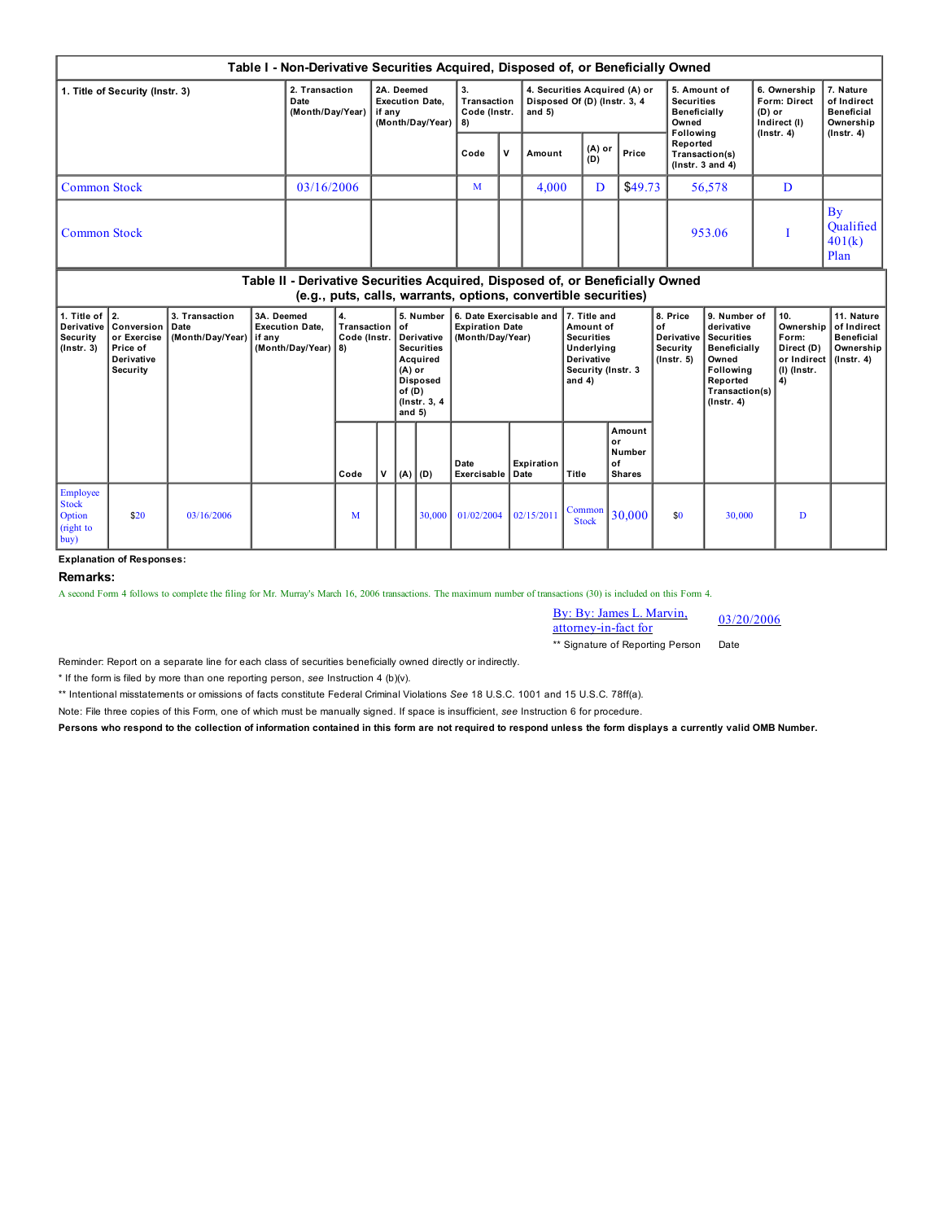## Table I - Non-Derivative Securities Acquired, Disposed of, or Beneficially Owned

| 1. Title of Security (Instr. 3) | 2. Transaction Date (Month/Day/Year) | 2A. Deemed Execution Date, if any (Month/Day/Year) | 3. Transaction Code (Instr. 8) | | 4. Securities Acquired (A) or Disposed Of (D) (Instr. 3, 4 and 5) | | | 5. Amount of Securities Beneficially Owned Following Reported Transaction(s) (Instr. 3 and 4) | 6. Ownership Form: Direct (D) or Indirect (I) (Instr. 4) | 7. Nature of Indirect Beneficial Ownership (Instr. 4) |
|---|---|---|---|---|---|---|---|---|---|---|
| | | | Code | V | Amount | (A) or (D) | Price | | | |
| Common Stock | 03/16/2006 | | M | | 4,000 | D | $49.73 | 56,578 | D | |
| Common Stock | | | | | | | | 953.06 | I | By Qualified 401(k) Plan |

## Table II - Derivative Securities Acquired, Disposed of, or Beneficially Owned (e.g., puts, calls, warrants, options, convertible securities)

| 1. Title of Derivative Security (Instr. 3) | 2. Conversion or Exercise Price of Derivative Security | 3. Transaction Date (Month/Day/Year) | 3A. Deemed Execution Date, if any (Month/Day/Year) | 4. Transaction Code (Instr. 8) | | 5. Number of Derivative Securities Acquired (A) or Disposed of (D) (Instr. 3, 4 and 5) | | 6. Date Exercisable and Expiration Date (Month/Day/Year) | | 7. Title and Amount of Securities Underlying Derivative Security (Instr. 3 and 4) | | 8. Price of Derivative Security (Instr. 5) | 9. Number of derivative Securities Beneficially Owned Following Reported Transaction(s) (Instr. 4) | 10. Ownership Form: Direct (D) or Indirect (I) (Instr. 4) | 11. Nature of Indirect Beneficial Ownership (Instr. 4) |
|---|---|---|---|---|---|---|---|---|---|---|---|---|---|---|---|
| | | | | Code | V | (A) | (D) | Date Exercisable | Expiration Date | Title | Amount or Number of Shares | | | | |
| Employee Stock Option (right to buy) | $20 | 03/16/2006 | | M | | | 30,000 | 01/02/2004 | 02/15/2011 | Common Stock | 30,000 | $0 | 30,000 | D | |

**Explanation of Responses:**

**Remarks:**

A second Form 4 follows to complete the filing for Mr. Murray's March 16, 2006 transactions. The maximum number of transactions (30) is included on this Form 4.

By: By: James L. Marvin, attorney-in-fact for — 03/20/2006

** Signature of Reporting Person — Date

Reminder: Report on a separate line for each class of securities beneficially owned directly or indirectly.

* If the form is filed by more than one reporting person, *see* Instruction 4 (b)(v).

** Intentional misstatements or omissions of facts constitute Federal Criminal Violations *See* 18 U.S.C. 1001 and 15 U.S.C. 78ff(a).

Note: File three copies of this Form, one of which must be manually signed. If space is insufficient, *see* Instruction 6 for procedure.

**Persons who respond to the collection of information contained in this form are not required to respond unless the form displays a currently valid OMB Number.**